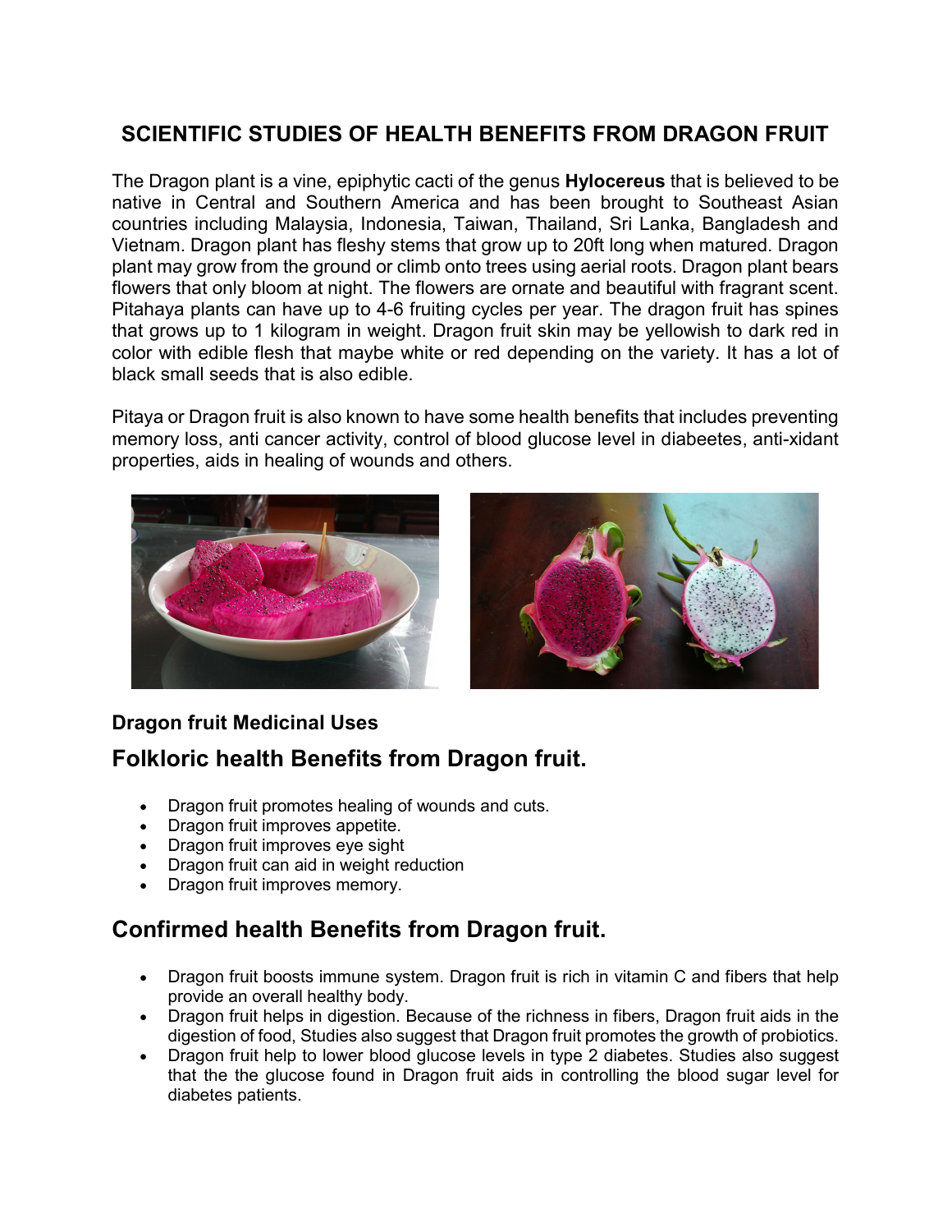# SCIENTIFIC STUDIES OF HEALTH BENEFITS FROM DRAGON FRUIT

The Dragon plant is a vine, epiphytic cacti of the genus **Hylocereus** that is believed to be native in Central and Southern America and has been brought to Southeast Asian countries including Malaysia, Indonesia, Taiwan, Thailand, Sri Lanka, Bangladesh and Vietnam. Dragon plant has fleshy stems that grow up to 20ft long when matured. Dragon plant may grow from the ground or climb onto trees using aerial roots. Dragon plant bears flowers that only bloom at night. The flowers are ornate and beautiful with fragrant scent. Pitahaya plants can have up to 4-6 fruiting cycles per year. The dragon fruit has spines that grows up to 1 kilogram in weight. Dragon fruit skin may be yellowish to dark red in color with edible flesh that maybe white or red depending on the variety. It has a lot of black small seeds that is also edible.

Pitaya or Dragon fruit is also known to have some health benefits that includes preventing memory loss, anti cancer activity, control of blood glucose level in diabeetes, anti-xidant properties, aids in healing of wounds and others.

### Dragon fruit Medicinal Uses

## Folkloric health Benefits from Dragon fruit.

- Dragon fruit promotes healing of wounds and cuts.
- Dragon fruit improves appetite.
- Dragon fruit improves eye sight
- Dragon fruit can aid in weight reduction
- Dragon fruit improves memory.

## Confirmed health Benefits from Dragon fruit.

- Dragon fruit boosts immune system. Dragon fruit is rich in vitamin C and fibers that help provide an overall healthy body.
- Dragon fruit helps in digestion. Because of the richness in fibers, Dragon fruit aids in the digestion of food, Studies also suggest that Dragon fruit promotes the growth of probiotics.
- Dragon fruit help to lower blood glucose levels in type 2 diabetes. Studies also suggest that the the glucose found in Dragon fruit aids in controlling the blood sugar level for diabetes patients.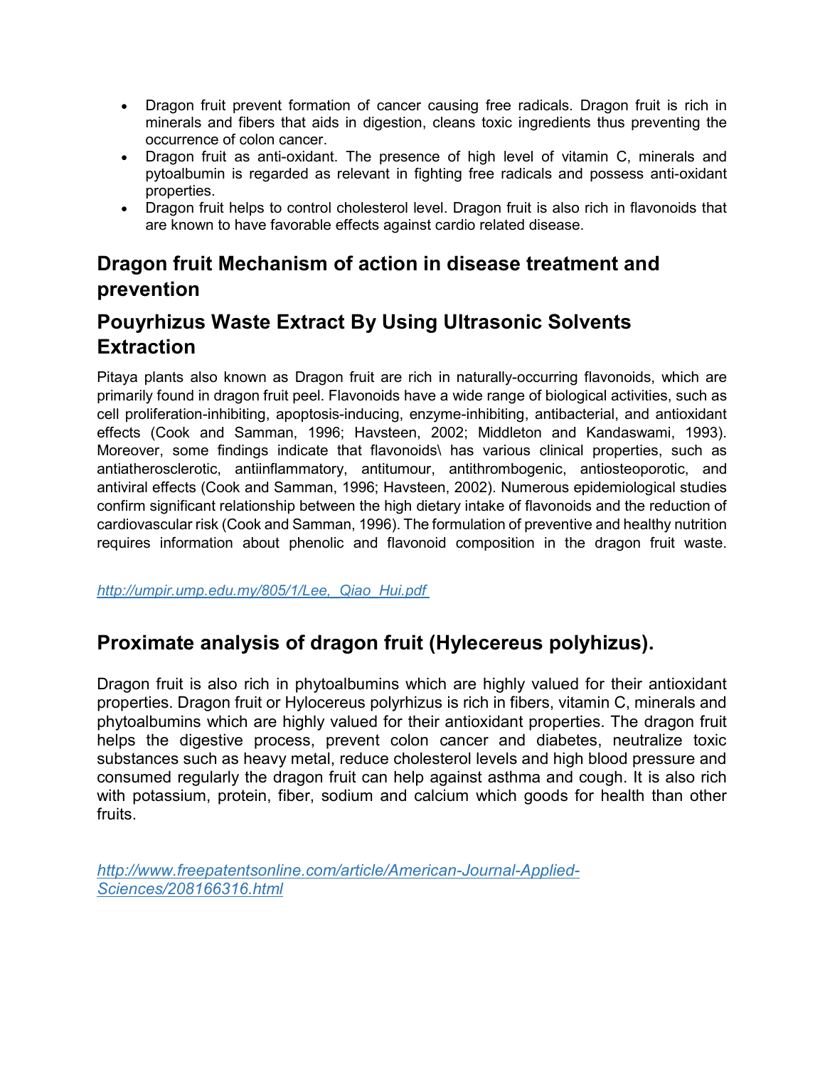- Dragon fruit prevent formation of cancer causing free radicals. Dragon fruit is rich in minerals and fibers that aids in digestion, cleans toxic ingredients thus preventing the occurrence of colon cancer.
- Dragon fruit as anti-oxidant. The presence of high level of vitamin C, minerals and pytoalbumin is regarded as relevant in fighting free radicals and possess anti-oxidant properties.
- Dragon fruit helps to control cholesterol level. Dragon fruit is also rich in flavonoids that are known to have favorable effects against cardio related disease.

## Dragon fruit Mechanism of action in disease treatment and prevention

## Pouyrhizus Waste Extract By Using Ultrasonic Solvents Extraction

Pitaya plants also known as Dragon fruit are rich in naturally-occurring flavonoids, which are primarily found in dragon fruit peel. Flavonoids have a wide range of biological activities, such as cell proliferation-inhibiting, apoptosis-inducing, enzyme-inhibiting, antibacterial, and antioxidant effects (Cook and Samman, 1996; Havsteen, 2002; Middleton and Kandaswami, 1993). Moreover, some findings indicate that flavonoids\ has various clinical properties, such as antiatherosclerotic, antiinflammatory, antitumour, antithrombogenic, antiosteoporotic, and antiviral effects (Cook and Samman, 1996; Havsteen, 2002). Numerous epidemiological studies confirm significant relationship between the high dietary intake of flavonoids and the reduction of cardiovascular risk (Cook and Samman, 1996). The formulation of preventive and healthy nutrition requires information about phenolic and flavonoid composition in the dragon fruit waste.

*http://umpir.ump.edu.my/805/1/Lee,_Qiao_Hui.pdf*

## Proximate analysis of dragon fruit (Hylecereus polyhizus).

Dragon fruit is also rich in phytoalbumins which are highly valued for their antioxidant properties. Dragon fruit or Hylocereus polyrhizus is rich in fibers, vitamin C, minerals and phytoalbumins which are highly valued for their antioxidant properties. The dragon fruit helps the digestive process, prevent colon cancer and diabetes, neutralize toxic substances such as heavy metal, reduce cholesterol levels and high blood pressure and consumed regularly the dragon fruit can help against asthma and cough. It is also rich with potassium, protein, fiber, sodium and calcium which goods for health than other fruits.

*http://www.freepatentsonline.com/article/American-Journal-Applied-Sciences/208166316.html*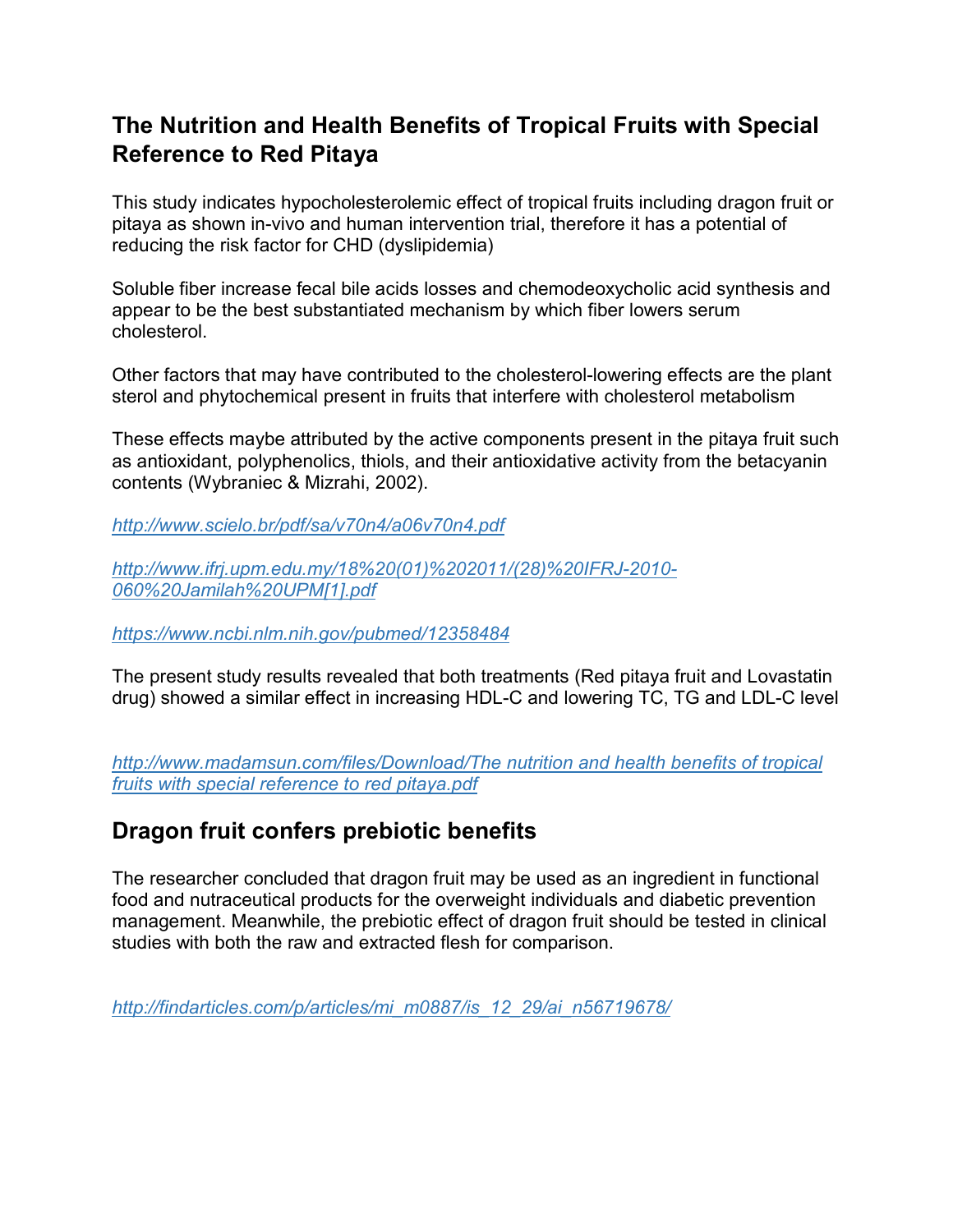## The Nutrition and Health Benefits of Tropical Fruits with Special Reference to Red Pitaya

This study indicates hypocholesterolemic effect of tropical fruits including dragon fruit or pitaya as shown in-vivo and human intervention trial, therefore it has a potential of reducing the risk factor for CHD (dyslipidemia)

Soluble fiber increase fecal bile acids losses and chemodeoxycholic acid synthesis and appear to be the best substantiated mechanism by which fiber lowers serum cholesterol.

Other factors that may have contributed to the cholesterol-lowering effects are the plant sterol and phytochemical present in fruits that interfere with cholesterol metabolism

These effects maybe attributed by the active components present in the pitaya fruit such as antioxidant, polyphenolics, thiols, and their antioxidative activity from the betacyanin contents (Wybraniec & Mizrahi, 2002).

*http://www.scielo.br/pdf/sa/v70n4/a06v70n4.pdf*

*http://www.ifrj.upm.edu.my/18%20(01)%202011/(28)%20IFRJ-2010-060%20Jamilah%20UPM[1].pdf*

*https://www.ncbi.nlm.nih.gov/pubmed/12358484*

The present study results revealed that both treatments (Red pitaya fruit and Lovastatin drug) showed a similar effect in increasing HDL-C and lowering TC, TG and LDL-C level

*http://www.madamsun.com/files/Download/The nutrition and health benefits of tropical fruits with special reference to red pitaya.pdf*

## Dragon fruit confers prebiotic benefits

The researcher concluded that dragon fruit may be used as an ingredient in functional food and nutraceutical products for the overweight individuals and diabetic prevention management. Meanwhile, the prebiotic effect of dragon fruit should be tested in clinical studies with both the raw and extracted flesh for comparison.

*http://findarticles.com/p/articles/mi_m0887/is_12_29/ai_n56719678/*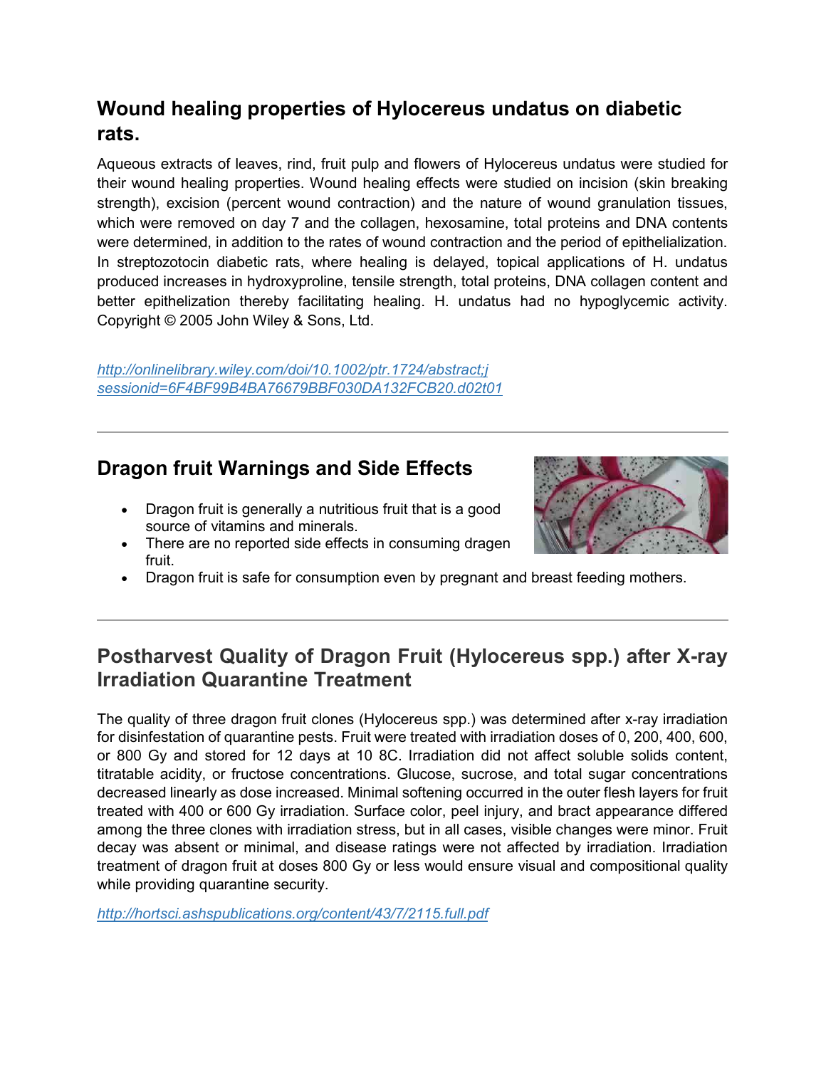## Wound healing properties of Hylocereus undatus on diabetic rats.

Aqueous extracts of leaves, rind, fruit pulp and flowers of Hylocereus undatus were studied for their wound healing properties. Wound healing effects were studied on incision (skin breaking strength), excision (percent wound contraction) and the nature of wound granulation tissues, which were removed on day 7 and the collagen, hexosamine, total proteins and DNA contents were determined, in addition to the rates of wound contraction and the period of epithelialization. In streptozotocin diabetic rats, where healing is delayed, topical applications of H. undatus produced increases in hydroxyproline, tensile strength, total proteins, DNA collagen content and better epithelization thereby facilitating healing. H. undatus had no hypoglycemic activity. Copyright © 2005 John Wiley & Sons, Ltd.

http://onlinelibrary.wiley.com/doi/10.1002/ptr.1724/abstract;jsessionid=6F4BF99B4BA76679BBF030DA132FCB20.d02t01

---

## Dragon fruit Warnings and Side Effects

- Dragon fruit is generally a nutritious fruit that is a good source of vitamins and minerals.
- There are no reported side effects in consuming dragen fruit.
- Dragon fruit is safe for consumption even by pregnant and breast feeding mothers.

---

## Postharvest Quality of Dragon Fruit (Hylocereus spp.) after X-ray Irradiation Quarantine Treatment

The quality of three dragon fruit clones (Hylocereus spp.) was determined after x-ray irradiation for disinfestation of quarantine pests. Fruit were treated with irradiation doses of 0, 200, 400, 600, or 800 Gy and stored for 12 days at 10 8C. Irradiation did not affect soluble solids content, titratable acidity, or fructose concentrations. Glucose, sucrose, and total sugar concentrations decreased linearly as dose increased. Minimal softening occurred in the outer flesh layers for fruit treated with 400 or 600 Gy irradiation. Surface color, peel injury, and bract appearance differed among the three clones with irradiation stress, but in all cases, visible changes were minor. Fruit decay was absent or minimal, and disease ratings were not affected by irradiation. Irradiation treatment of dragon fruit at doses 800 Gy or less would ensure visual and compositional quality while providing quarantine security.

http://hortsci.ashspublications.org/content/43/7/2115.full.pdf